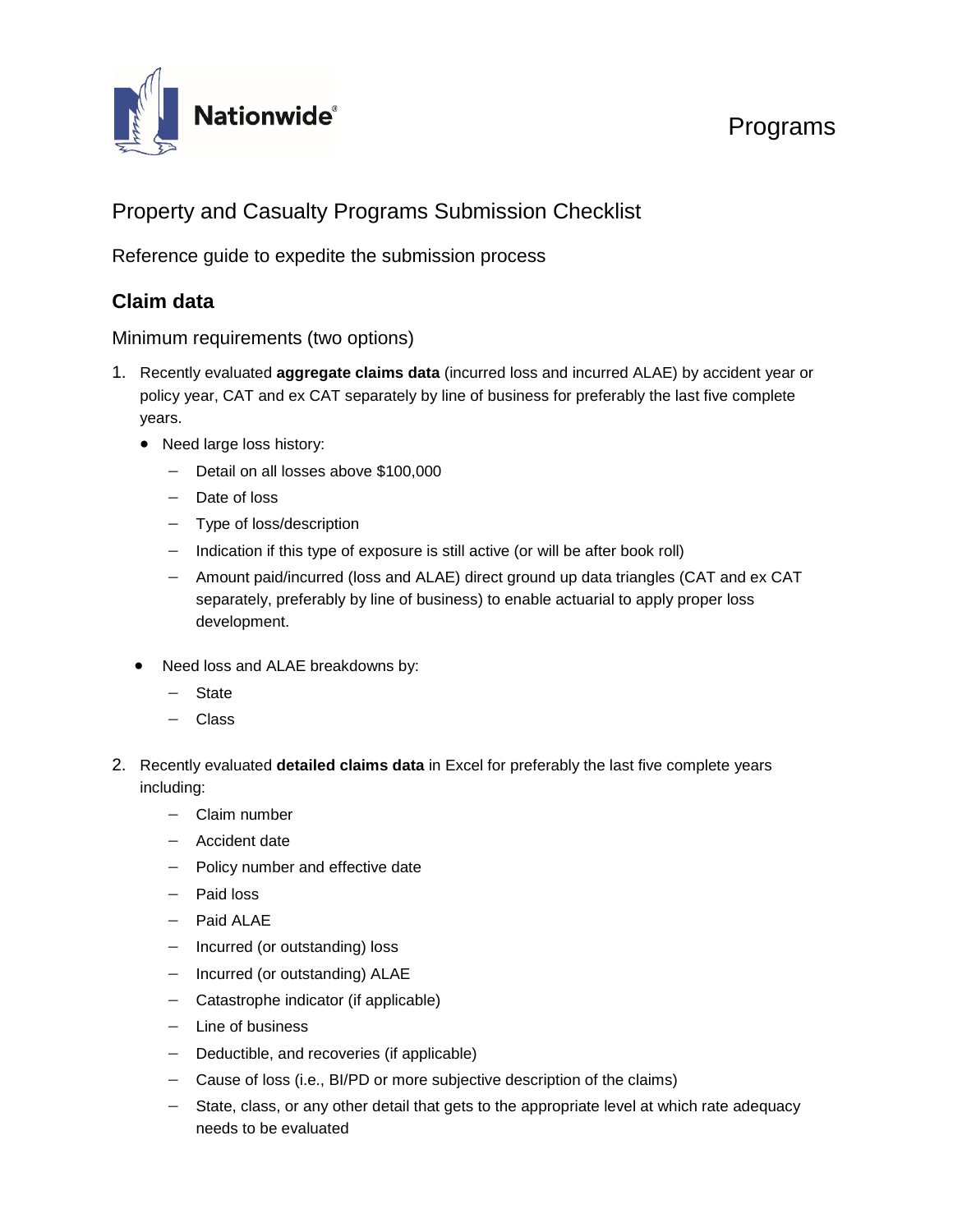Nationwide®

Programs

# Property and Casualty Programs Submission Checklist

Reference guide to expedite the submission process

## Claim data

### Minimum requirements (two options)

1. Recently evaluated **aggregate claims data** (incurred loss and incurred ALAE) by accident year or policy year, CAT and ex CAT separately by line of business for preferably the last five complete years.
   - Need large loss history:
     - Detail on all losses above $100,000
     - Date of loss
     - Type of loss/description
     - Indication if this type of exposure is still active (or will be after book roll)
     - Amount paid/incurred (loss and ALAE) direct ground up data triangles (CAT and ex CAT separately, preferably by line of business) to enable actuarial to apply proper loss development.
   - Need loss and ALAE breakdowns by:
     - State
     - Class

2. Recently evaluated **detailed claims data** in Excel for preferably the last five complete years including:
     - Claim number
     - Accident date
     - Policy number and effective date
     - Paid loss
     - Paid ALAE
     - Incurred (or outstanding) loss
     - Incurred (or outstanding) ALAE
     - Catastrophe indicator (if applicable)
     - Line of business
     - Deductible, and recoveries (if applicable)
     - Cause of loss (i.e., BI/PD or more subjective description of the claims)
     - State, class, or any other detail that gets to the appropriate level at which rate adequacy needs to be evaluated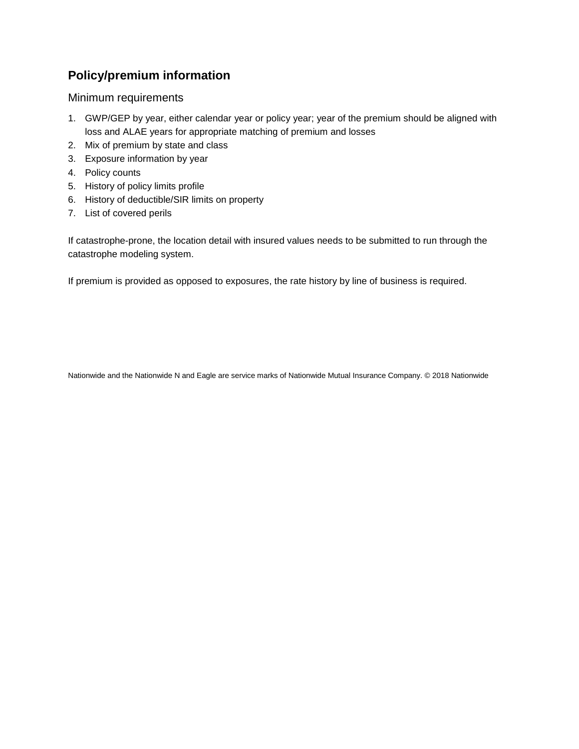## Policy/premium information

### Minimum requirements

1. GWP/GEP by year, either calendar year or policy year; year of the premium should be aligned with loss and ALAE years for appropriate matching of premium and losses
2. Mix of premium by state and class
3. Exposure information by year
4. Policy counts
5. History of policy limits profile
6. History of deductible/SIR limits on property
7. List of covered perils

If catastrophe-prone, the location detail with insured values needs to be submitted to run through the catastrophe modeling system.

If premium is provided as opposed to exposures, the rate history by line of business is required.

Nationwide and the Nationwide N and Eagle are service marks of Nationwide Mutual Insurance Company. © 2018 Nationwide